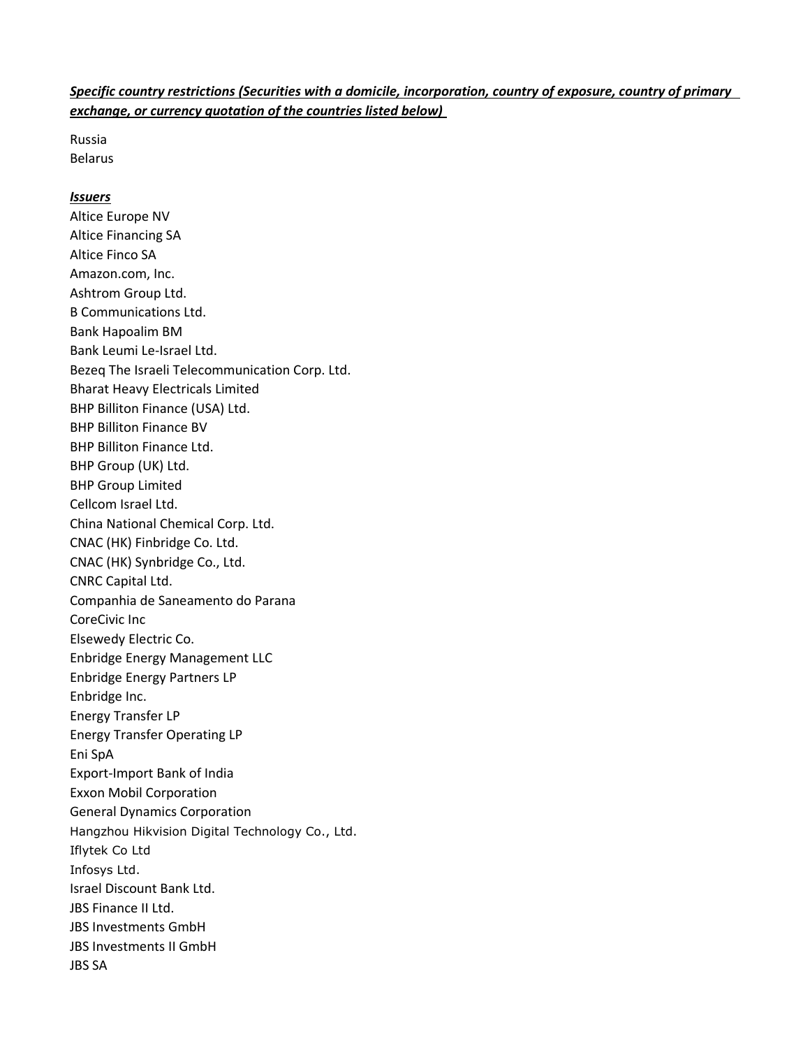***<u>Specific country restrictions (Securities with a domicile, incorporation, country of exposure, country of primary exchange, or currency quotation of the countries listed below)</u>***

Russia
Belarus

***<u>Issuers</u>***

Altice Europe NV
Altice Financing SA
Altice Finco SA
Amazon.com, Inc.
Ashtrom Group Ltd.
B Communications Ltd.
Bank Hapoalim BM
Bank Leumi Le-Israel Ltd.
Bezeq The Israeli Telecommunication Corp. Ltd.
Bharat Heavy Electricals Limited
BHP Billiton Finance (USA) Ltd.
BHP Billiton Finance BV
BHP Billiton Finance Ltd.
BHP Group (UK) Ltd.
BHP Group Limited
Cellcom Israel Ltd.
China National Chemical Corp. Ltd.
CNAC (HK) Finbridge Co. Ltd.
CNAC (HK) Synbridge Co., Ltd.
CNRC Capital Ltd.
Companhia de Saneamento do Parana
CoreCivic Inc
Elsewedy Electric Co.
Enbridge Energy Management LLC
Enbridge Energy Partners LP
Enbridge Inc.
Energy Transfer LP
Energy Transfer Operating LP
Eni SpA
Export-Import Bank of India
Exxon Mobil Corporation
General Dynamics Corporation
Hangzhou Hikvision Digital Technology Co., Ltd.
Iflytek Co Ltd
Infosys Ltd.
Israel Discount Bank Ltd.
JBS Finance II Ltd.
JBS Investments GmbH
JBS Investments II GmbH
JBS SA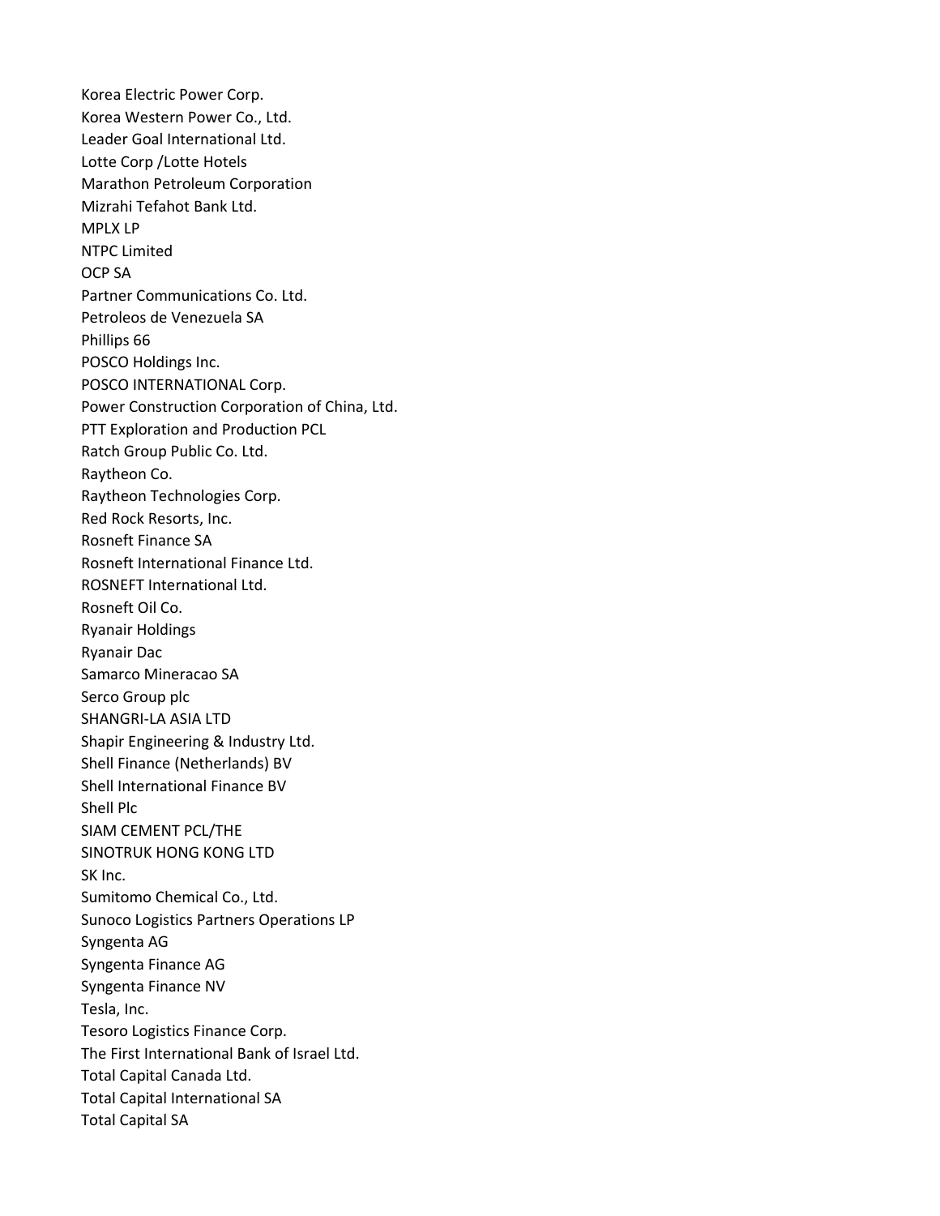Korea Electric Power Corp.
Korea Western Power Co., Ltd.
Leader Goal International Ltd.
Lotte Corp /Lotte Hotels
Marathon Petroleum Corporation
Mizrahi Tefahot Bank Ltd.
MPLX LP
NTPC Limited
OCP SA
Partner Communications Co. Ltd.
Petroleos de Venezuela SA
Phillips 66
POSCO Holdings Inc.
POSCO INTERNATIONAL Corp.
Power Construction Corporation of China, Ltd.
PTT Exploration and Production PCL
Ratch Group Public Co. Ltd.
Raytheon Co.
Raytheon Technologies Corp.
Red Rock Resorts, Inc.
Rosneft Finance SA
Rosneft International Finance Ltd.
ROSNEFT International Ltd.
Rosneft Oil Co.
Ryanair Holdings
Ryanair Dac
Samarco Mineracao SA
Serco Group plc
SHANGRI-LA ASIA LTD
Shapir Engineering & Industry Ltd.
Shell Finance (Netherlands) BV
Shell International Finance BV
Shell Plc
SIAM CEMENT PCL/THE
SINOTRUK HONG KONG LTD
SK Inc.
Sumitomo Chemical Co., Ltd.
Sunoco Logistics Partners Operations LP
Syngenta AG
Syngenta Finance AG
Syngenta Finance NV
Tesla, Inc.
Tesoro Logistics Finance Corp.
The First International Bank of Israel Ltd.
Total Capital Canada Ltd.
Total Capital International SA
Total Capital SA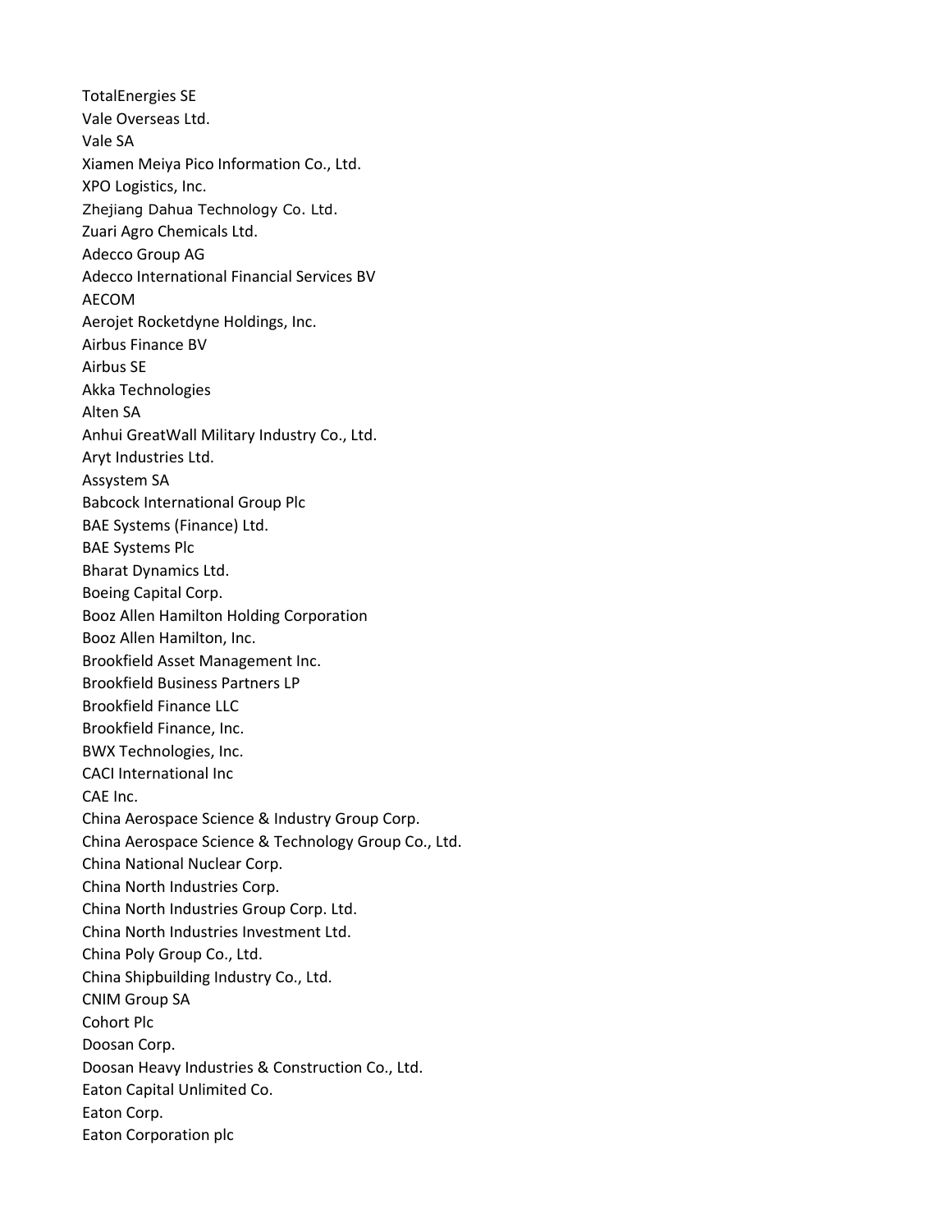TotalEnergies SE
Vale Overseas Ltd.
Vale SA
Xiamen Meiya Pico Information Co., Ltd.
XPO Logistics, Inc.
Zhejiang Dahua Technology Co. Ltd.
Zuari Agro Chemicals Ltd.
Adecco Group AG
Adecco International Financial Services BV
AECOM
Aerojet Rocketdyne Holdings, Inc.
Airbus Finance BV
Airbus SE
Akka Technologies
Alten SA
Anhui GreatWall Military Industry Co., Ltd.
Aryt Industries Ltd.
Assystem SA
Babcock International Group Plc
BAE Systems (Finance) Ltd.
BAE Systems Plc
Bharat Dynamics Ltd.
Boeing Capital Corp.
Booz Allen Hamilton Holding Corporation
Booz Allen Hamilton, Inc.
Brookfield Asset Management Inc.
Brookfield Business Partners LP
Brookfield Finance LLC
Brookfield Finance, Inc.
BWX Technologies, Inc.
CACI International Inc
CAE Inc.
China Aerospace Science & Industry Group Corp.
China Aerospace Science & Technology Group Co., Ltd.
China National Nuclear Corp.
China North Industries Corp.
China North Industries Group Corp. Ltd.
China North Industries Investment Ltd.
China Poly Group Co., Ltd.
China Shipbuilding Industry Co., Ltd.
CNIM Group SA
Cohort Plc
Doosan Corp.
Doosan Heavy Industries & Construction Co., Ltd.
Eaton Capital Unlimited Co.
Eaton Corp.
Eaton Corporation plc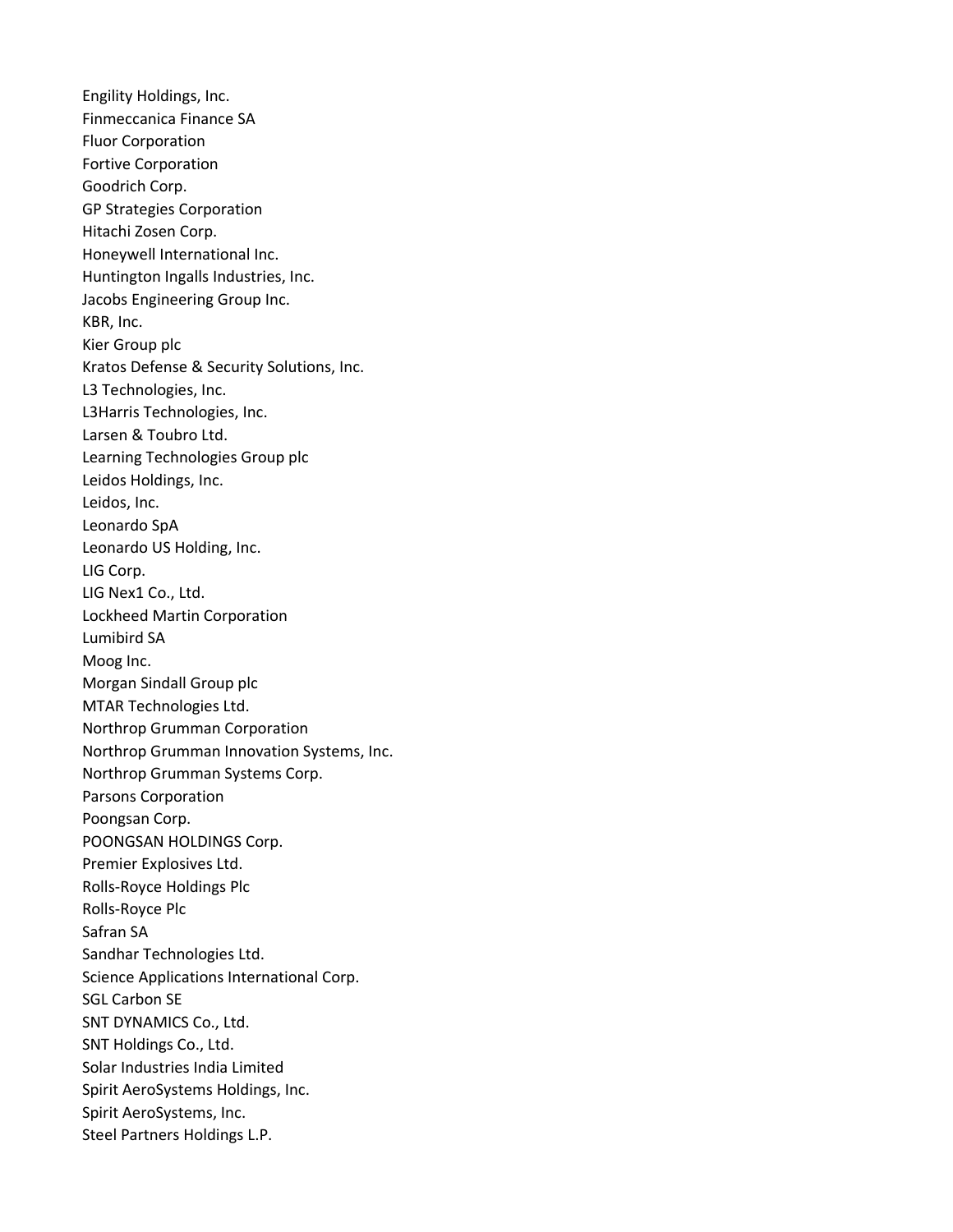Engility Holdings, Inc.
Finmeccanica Finance SA
Fluor Corporation
Fortive Corporation
Goodrich Corp.
GP Strategies Corporation
Hitachi Zosen Corp.
Honeywell International Inc.
Huntington Ingalls Industries, Inc.
Jacobs Engineering Group Inc.
KBR, Inc.
Kier Group plc
Kratos Defense & Security Solutions, Inc.
L3 Technologies, Inc.
L3Harris Technologies, Inc.
Larsen & Toubro Ltd.
Learning Technologies Group plc
Leidos Holdings, Inc.
Leidos, Inc.
Leonardo SpA
Leonardo US Holding, Inc.
LIG Corp.
LIG Nex1 Co., Ltd.
Lockheed Martin Corporation
Lumibird SA
Moog Inc.
Morgan Sindall Group plc
MTAR Technologies Ltd.
Northrop Grumman Corporation
Northrop Grumman Innovation Systems, Inc.
Northrop Grumman Systems Corp.
Parsons Corporation
Poongsan Corp.
POONGSAN HOLDINGS Corp.
Premier Explosives Ltd.
Rolls-Royce Holdings Plc
Rolls-Royce Plc
Safran SA
Sandhar Technologies Ltd.
Science Applications International Corp.
SGL Carbon SE
SNT DYNAMICS Co., Ltd.
SNT Holdings Co., Ltd.
Solar Industries India Limited
Spirit AeroSystems Holdings, Inc.
Spirit AeroSystems, Inc.
Steel Partners Holdings L.P.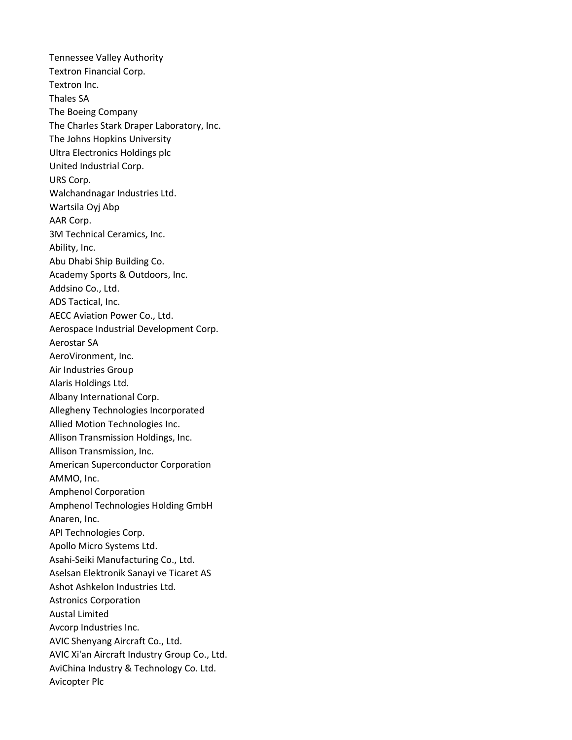Tennessee Valley Authority
Textron Financial Corp.
Textron Inc.
Thales SA
The Boeing Company
The Charles Stark Draper Laboratory, Inc.
The Johns Hopkins University
Ultra Electronics Holdings plc
United Industrial Corp.
URS Corp.
Walchandnagar Industries Ltd.
Wartsila Oyj Abp
AAR Corp.
3M Technical Ceramics, Inc.
Ability, Inc.
Abu Dhabi Ship Building Co.
Academy Sports & Outdoors, Inc.
Addsino Co., Ltd.
ADS Tactical, Inc.
AECC Aviation Power Co., Ltd.
Aerospace Industrial Development Corp.
Aerostar SA
AeroVironment, Inc.
Air Industries Group
Alaris Holdings Ltd.
Albany International Corp.
Allegheny Technologies Incorporated
Allied Motion Technologies Inc.
Allison Transmission Holdings, Inc.
Allison Transmission, Inc.
American Superconductor Corporation
AMMO, Inc.
Amphenol Corporation
Amphenol Technologies Holding GmbH
Anaren, Inc.
API Technologies Corp.
Apollo Micro Systems Ltd.
Asahi-Seiki Manufacturing Co., Ltd.
Aselsan Elektronik Sanayi ve Ticaret AS
Ashot Ashkelon Industries Ltd.
Astronics Corporation
Austal Limited
Avcorp Industries Inc.
AVIC Shenyang Aircraft Co., Ltd.
AVIC Xi'an Aircraft Industry Group Co., Ltd.
AviChina Industry & Technology Co. Ltd.
Avicopter Plc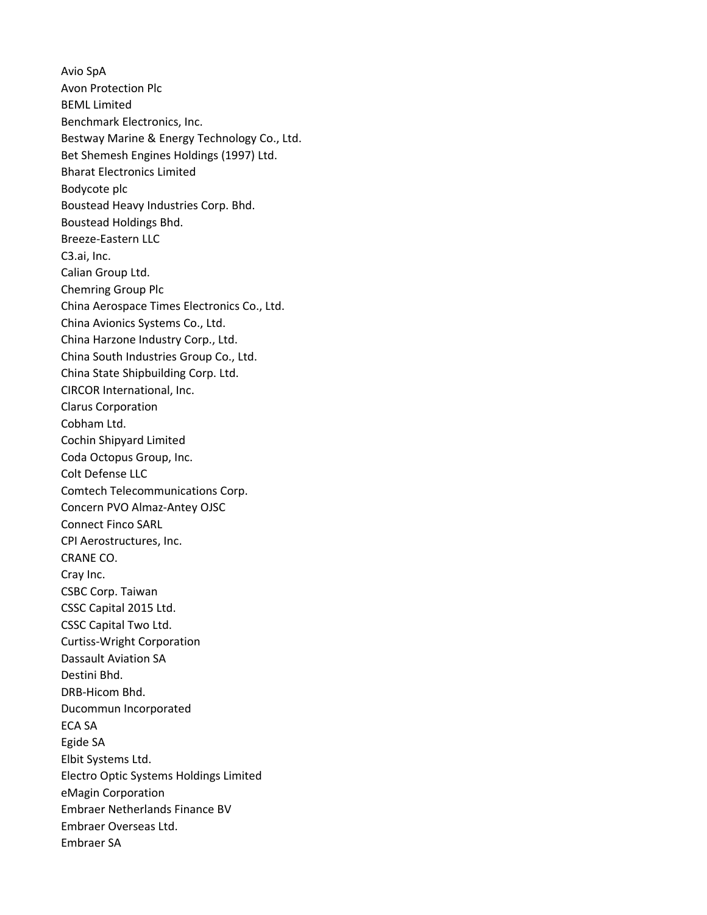Avio SpA  
Avon Protection Plc  
BEML Limited  
Benchmark Electronics, Inc.  
Bestway Marine & Energy Technology Co., Ltd.  
Bet Shemesh Engines Holdings (1997) Ltd.  
Bharat Electronics Limited  
Bodycote plc  
Boustead Heavy Industries Corp. Bhd.  
Boustead Holdings Bhd.  
Breeze-Eastern LLC  
C3.ai, Inc.  
Calian Group Ltd.  
Chemring Group Plc  
China Aerospace Times Electronics Co., Ltd.  
China Avionics Systems Co., Ltd.  
China Harzone Industry Corp., Ltd.  
China South Industries Group Co., Ltd.  
China State Shipbuilding Corp. Ltd.  
CIRCOR International, Inc.  
Clarus Corporation  
Cobham Ltd.  
Cochin Shipyard Limited  
Coda Octopus Group, Inc.  
Colt Defense LLC  
Comtech Telecommunications Corp.  
Concern PVO Almaz-Antey OJSC  
Connect Finco SARL  
CPI Aerostructures, Inc.  
CRANE CO.  
Cray Inc.  
CSBC Corp. Taiwan  
CSSC Capital 2015 Ltd.  
CSSC Capital Two Ltd.  
Curtiss-Wright Corporation  
Dassault Aviation SA  
Destini Bhd.  
DRB-Hicom Bhd.  
Ducommun Incorporated  
ECA SA  
Egide SA  
Elbit Systems Ltd.  
Electro Optic Systems Holdings Limited  
eMagin Corporation  
Embraer Netherlands Finance BV  
Embraer Overseas Ltd.  
Embraer SA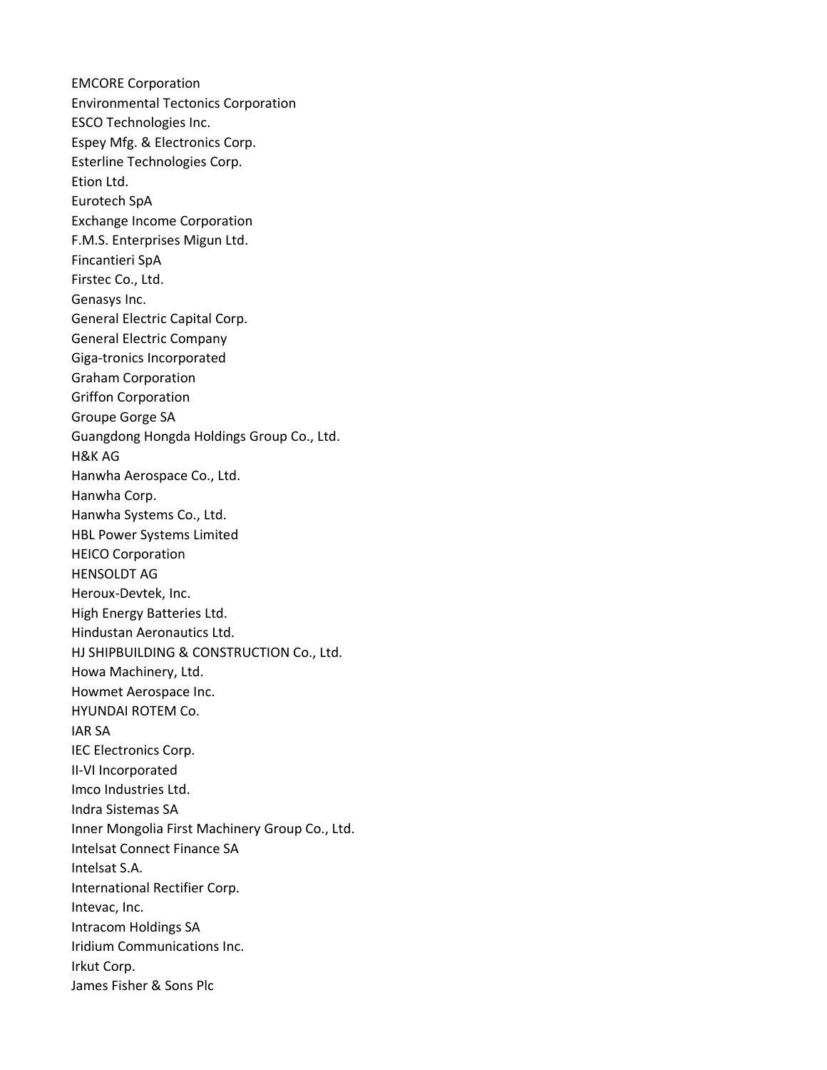EMCORE Corporation
Environmental Tectonics Corporation
ESCO Technologies Inc.
Espey Mfg. & Electronics Corp.
Esterline Technologies Corp.
Etion Ltd.
Eurotech SpA
Exchange Income Corporation
F.M.S. Enterprises Migun Ltd.
Fincantieri SpA
Firstec Co., Ltd.
Genasys Inc.
General Electric Capital Corp.
General Electric Company
Giga-tronics Incorporated
Graham Corporation
Griffon Corporation
Groupe Gorge SA
Guangdong Hongda Holdings Group Co., Ltd.
H&K AG
Hanwha Aerospace Co., Ltd.
Hanwha Corp.
Hanwha Systems Co., Ltd.
HBL Power Systems Limited
HEICO Corporation
HENSOLDT AG
Heroux-Devtek, Inc.
High Energy Batteries Ltd.
Hindustan Aeronautics Ltd.
HJ SHIPBUILDING & CONSTRUCTION Co., Ltd.
Howa Machinery, Ltd.
Howmet Aerospace Inc.
HYUNDAI ROTEM Co.
IAR SA
IEC Electronics Corp.
II-VI Incorporated
Imco Industries Ltd.
Indra Sistemas SA
Inner Mongolia First Machinery Group Co., Ltd.
Intelsat Connect Finance SA
Intelsat S.A.
International Rectifier Corp.
Intevac, Inc.
Intracom Holdings SA
Iridium Communications Inc.
Irkut Corp.
James Fisher & Sons Plc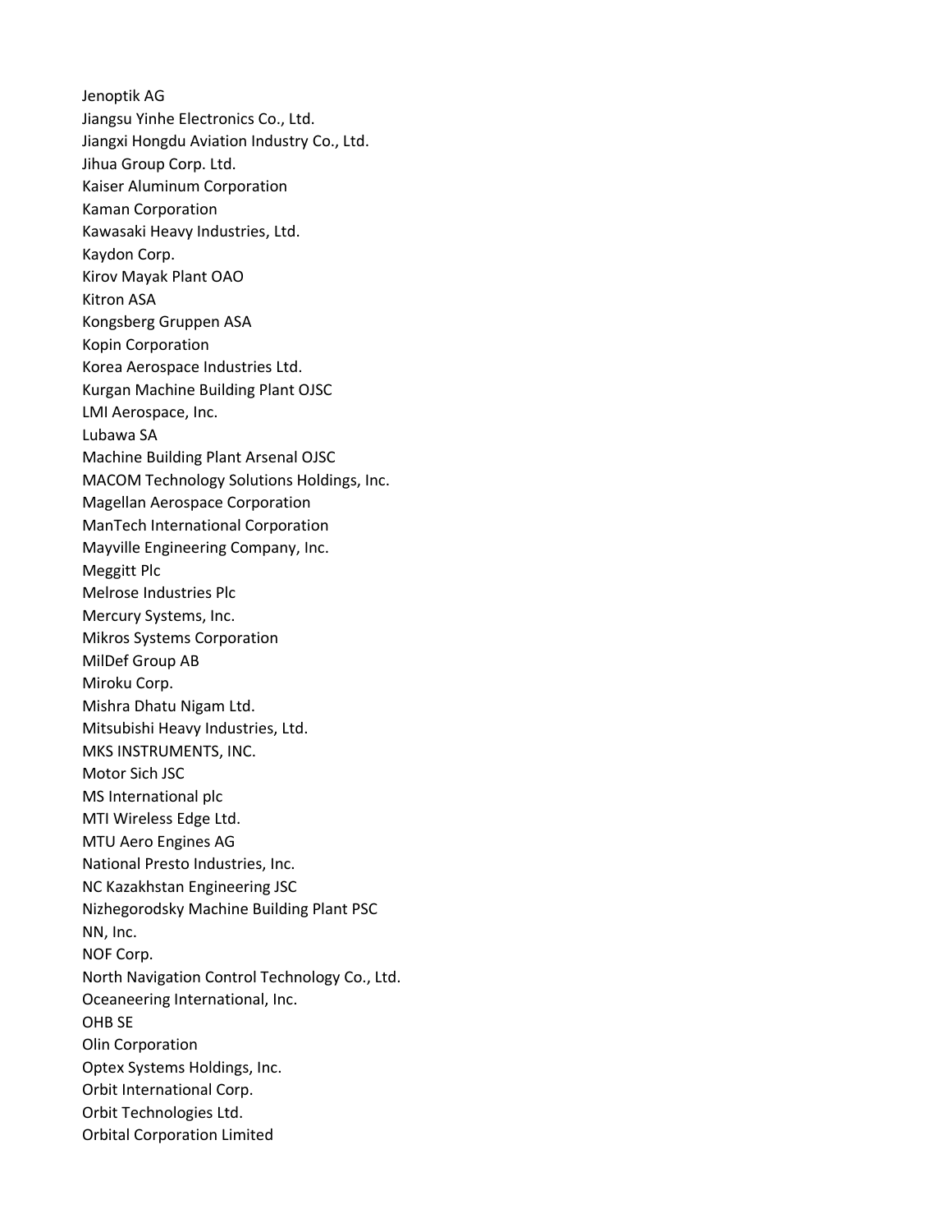Jenoptik AG
Jiangsu Yinhe Electronics Co., Ltd.
Jiangxi Hongdu Aviation Industry Co., Ltd.
Jihua Group Corp. Ltd.
Kaiser Aluminum Corporation
Kaman Corporation
Kawasaki Heavy Industries, Ltd.
Kaydon Corp.
Kirov Mayak Plant OAO
Kitron ASA
Kongsberg Gruppen ASA
Kopin Corporation
Korea Aerospace Industries Ltd.
Kurgan Machine Building Plant OJSC
LMI Aerospace, Inc.
Lubawa SA
Machine Building Plant Arsenal OJSC
MACOM Technology Solutions Holdings, Inc.
Magellan Aerospace Corporation
ManTech International Corporation
Mayville Engineering Company, Inc.
Meggitt Plc
Melrose Industries Plc
Mercury Systems, Inc.
Mikros Systems Corporation
MilDef Group AB
Miroku Corp.
Mishra Dhatu Nigam Ltd.
Mitsubishi Heavy Industries, Ltd.
MKS INSTRUMENTS, INC.
Motor Sich JSC
MS International plc
MTI Wireless Edge Ltd.
MTU Aero Engines AG
National Presto Industries, Inc.
NC Kazakhstan Engineering JSC
Nizhegorodsky Machine Building Plant PSC
NN, Inc.
NOF Corp.
North Navigation Control Technology Co., Ltd.
Oceaneering International, Inc.
OHB SE
Olin Corporation
Optex Systems Holdings, Inc.
Orbit International Corp.
Orbit Technologies Ltd.
Orbital Corporation Limited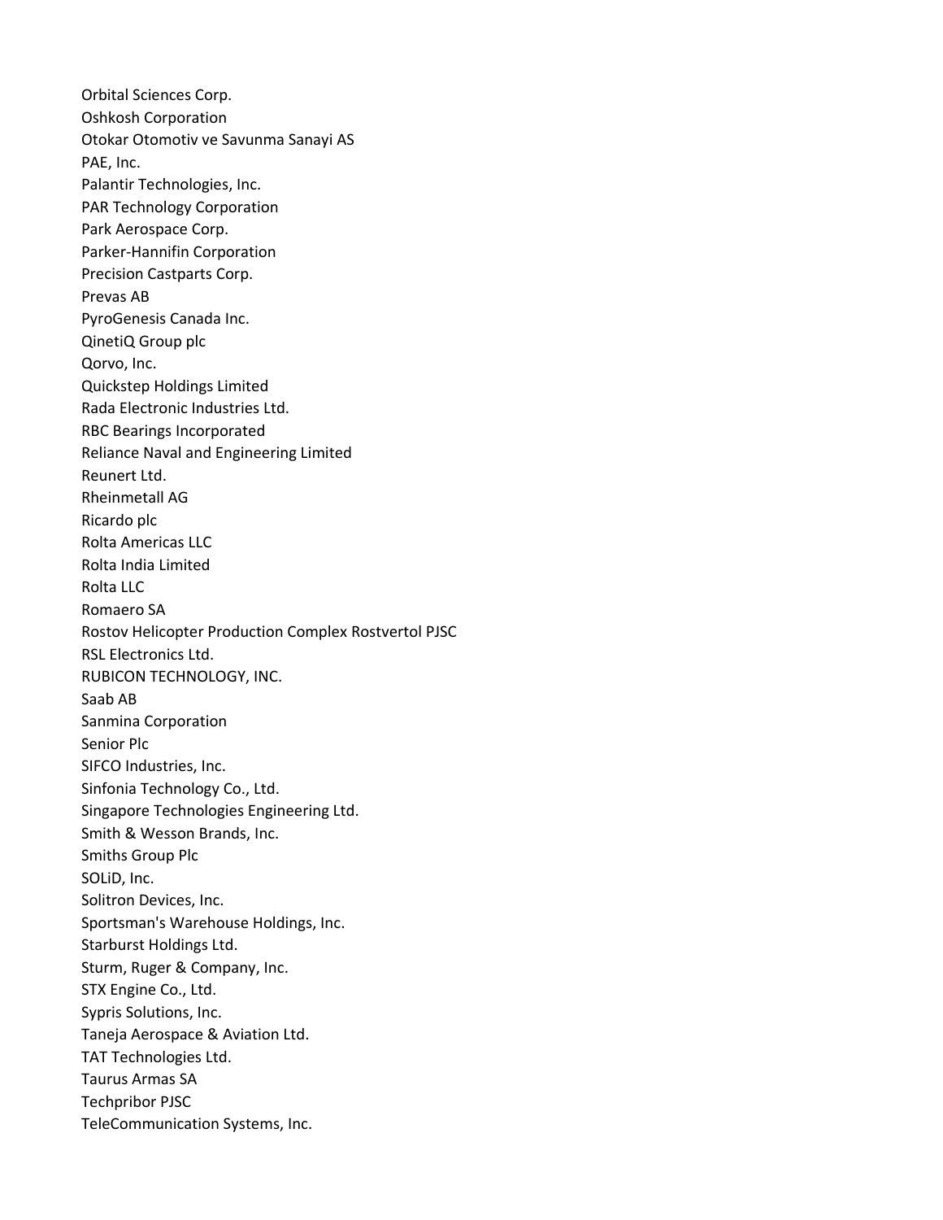Orbital Sciences Corp.
Oshkosh Corporation
Otokar Otomotiv ve Savunma Sanayi AS
PAE, Inc.
Palantir Technologies, Inc.
PAR Technology Corporation
Park Aerospace Corp.
Parker-Hannifin Corporation
Precision Castparts Corp.
Prevas AB
PyroGenesis Canada Inc.
QinetiQ Group plc
Qorvo, Inc.
Quickstep Holdings Limited
Rada Electronic Industries Ltd.
RBC Bearings Incorporated
Reliance Naval and Engineering Limited
Reunert Ltd.
Rheinmetall AG
Ricardo plc
Rolta Americas LLC
Rolta India Limited
Rolta LLC
Romaero SA
Rostov Helicopter Production Complex Rostvertol PJSC
RSL Electronics Ltd.
RUBICON TECHNOLOGY, INC.
Saab AB
Sanmina Corporation
Senior Plc
SIFCO Industries, Inc.
Sinfonia Technology Co., Ltd.
Singapore Technologies Engineering Ltd.
Smith & Wesson Brands, Inc.
Smiths Group Plc
SOLiD, Inc.
Solitron Devices, Inc.
Sportsman's Warehouse Holdings, Inc.
Starburst Holdings Ltd.
Sturm, Ruger & Company, Inc.
STX Engine Co., Ltd.
Sypris Solutions, Inc.
Taneja Aerospace & Aviation Ltd.
TAT Technologies Ltd.
Taurus Armas SA
Techpribor PJSC
TeleCommunication Systems, Inc.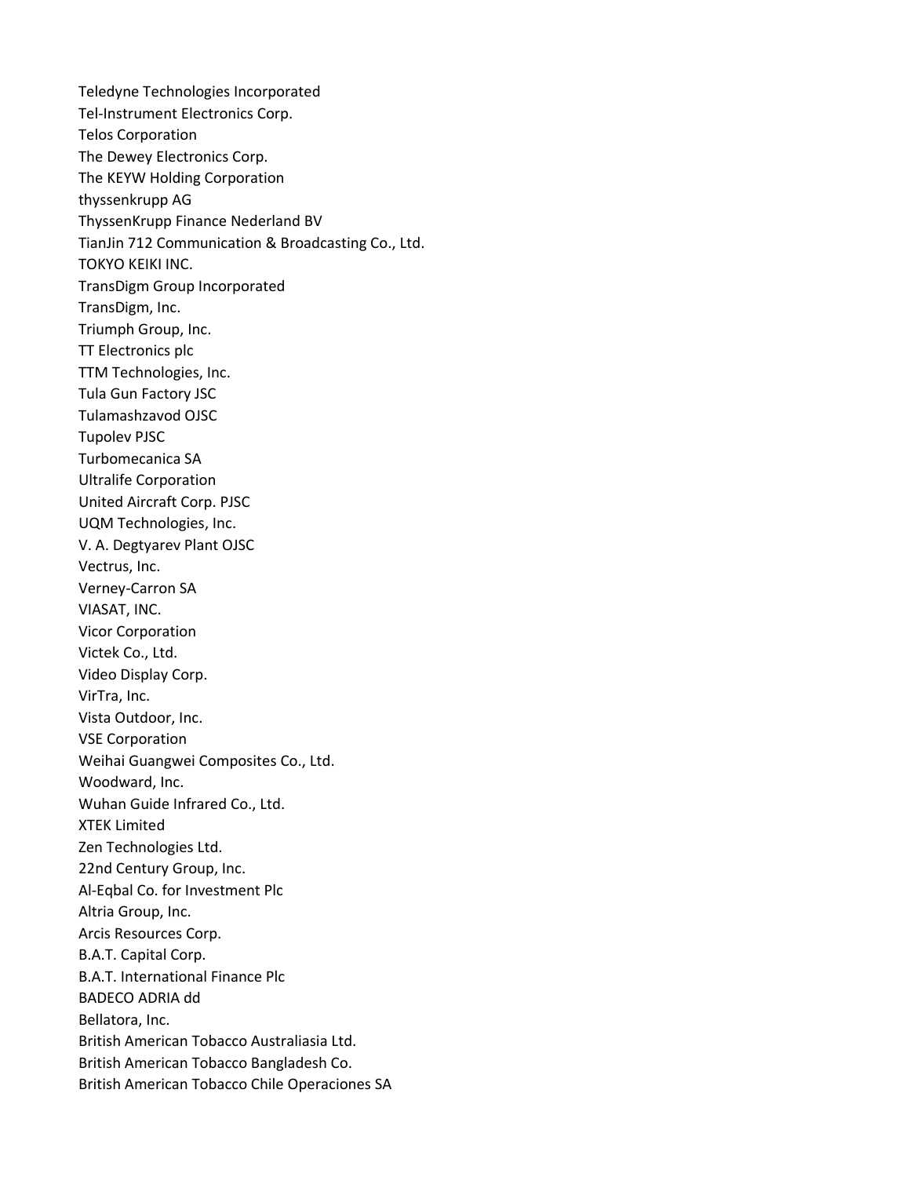Teledyne Technologies Incorporated
Tel-Instrument Electronics Corp.
Telos Corporation
The Dewey Electronics Corp.
The KEYW Holding Corporation
thyssenkrupp AG
ThyssenKrupp Finance Nederland BV
TianJin 712 Communication & Broadcasting Co., Ltd.
TOKYO KEIKI INC.
TransDigm Group Incorporated
TransDigm, Inc.
Triumph Group, Inc.
TT Electronics plc
TTM Technologies, Inc.
Tula Gun Factory JSC
Tulamashzavod OJSC
Tupolev PJSC
Turbomecanica SA
Ultralife Corporation
United Aircraft Corp. PJSC
UQM Technologies, Inc.
V. A. Degtyarev Plant OJSC
Vectrus, Inc.
Verney-Carron SA
VIASAT, INC.
Vicor Corporation
Victek Co., Ltd.
Video Display Corp.
VirTra, Inc.
Vista Outdoor, Inc.
VSE Corporation
Weihai Guangwei Composites Co., Ltd.
Woodward, Inc.
Wuhan Guide Infrared Co., Ltd.
XTEK Limited
Zen Technologies Ltd.
22nd Century Group, Inc.
Al-Eqbal Co. for Investment Plc
Altria Group, Inc.
Arcis Resources Corp.
B.A.T. Capital Corp.
B.A.T. International Finance Plc
BADECO ADRIA dd
Bellatora, Inc.
British American Tobacco Australiasia Ltd.
British American Tobacco Bangladesh Co.
British American Tobacco Chile Operaciones SA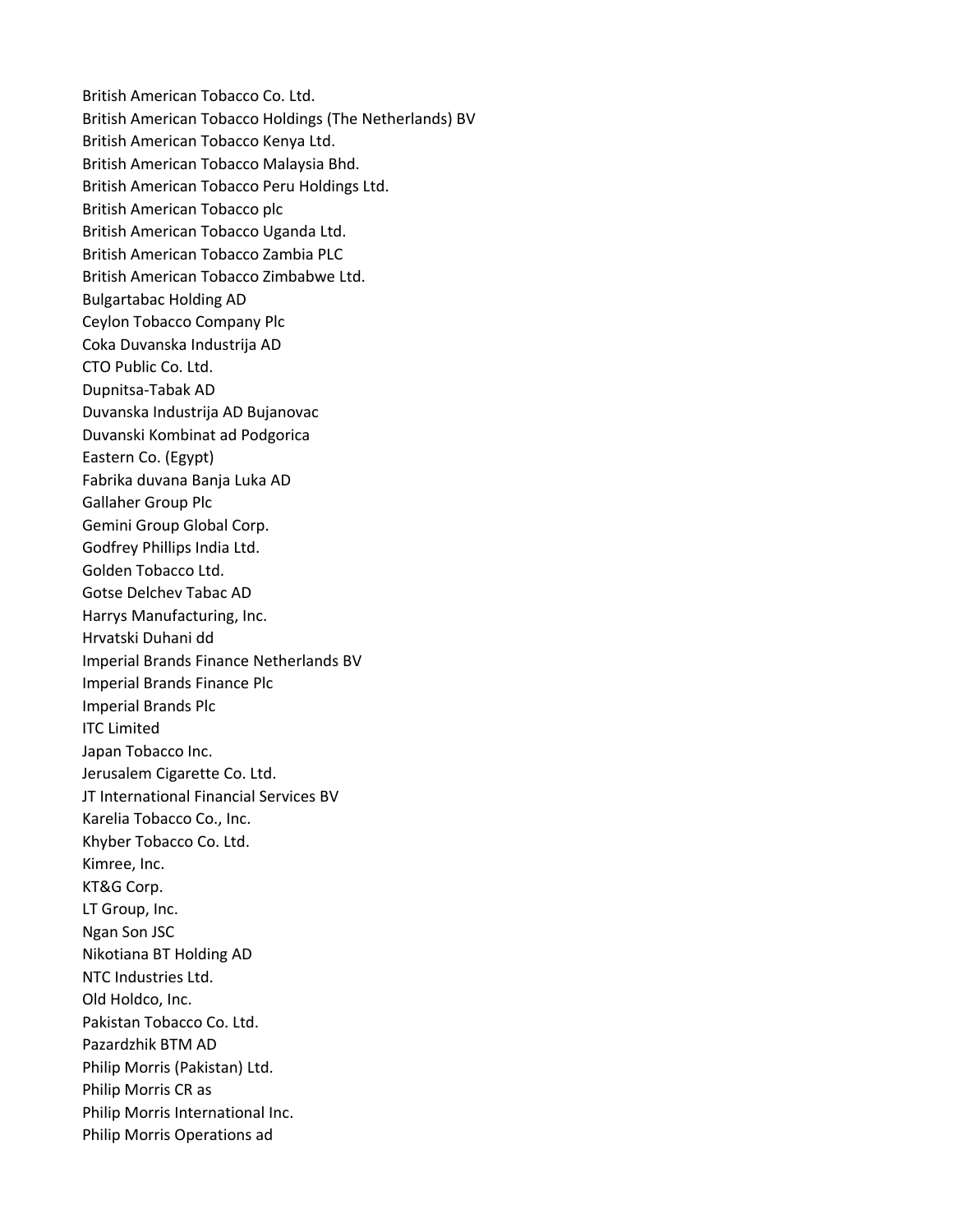British American Tobacco Co. Ltd.
British American Tobacco Holdings (The Netherlands) BV
British American Tobacco Kenya Ltd.
British American Tobacco Malaysia Bhd.
British American Tobacco Peru Holdings Ltd.
British American Tobacco plc
British American Tobacco Uganda Ltd.
British American Tobacco Zambia PLC
British American Tobacco Zimbabwe Ltd.
Bulgartabac Holding AD
Ceylon Tobacco Company Plc
Coka Duvanska Industrija AD
CTO Public Co. Ltd.
Dupnitsa-Tabak AD
Duvanska Industrija AD Bujanovac
Duvanski Kombinat ad Podgorica
Eastern Co. (Egypt)
Fabrika duvana Banja Luka AD
Gallaher Group Plc
Gemini Group Global Corp.
Godfrey Phillips India Ltd.
Golden Tobacco Ltd.
Gotse Delchev Tabac AD
Harrys Manufacturing, Inc.
Hrvatski Duhani dd
Imperial Brands Finance Netherlands BV
Imperial Brands Finance Plc
Imperial Brands Plc
ITC Limited
Japan Tobacco Inc.
Jerusalem Cigarette Co. Ltd.
JT International Financial Services BV
Karelia Tobacco Co., Inc.
Khyber Tobacco Co. Ltd.
Kimree, Inc.
KT&G Corp.
LT Group, Inc.
Ngan Son JSC
Nikotiana BT Holding AD
NTC Industries Ltd.
Old Holdco, Inc.
Pakistan Tobacco Co. Ltd.
Pazardzhik BTM AD
Philip Morris (Pakistan) Ltd.
Philip Morris CR as
Philip Morris International Inc.
Philip Morris Operations ad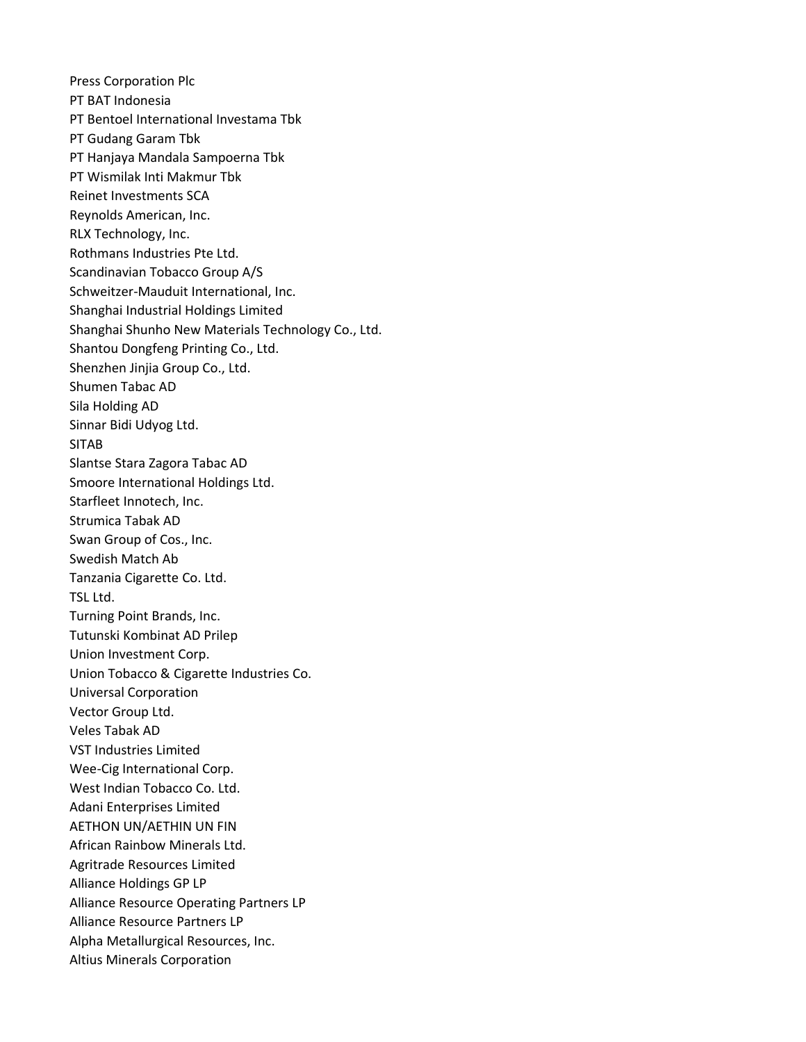Press Corporation Plc
PT BAT Indonesia
PT Bentoel International Investama Tbk
PT Gudang Garam Tbk
PT Hanjaya Mandala Sampoerna Tbk
PT Wismilak Inti Makmur Tbk
Reinet Investments SCA
Reynolds American, Inc.
RLX Technology, Inc.
Rothmans Industries Pte Ltd.
Scandinavian Tobacco Group A/S
Schweitzer-Mauduit International, Inc.
Shanghai Industrial Holdings Limited
Shanghai Shunho New Materials Technology Co., Ltd.
Shantou Dongfeng Printing Co., Ltd.
Shenzhen Jinjia Group Co., Ltd.
Shumen Tabac AD
Sila Holding AD
Sinnar Bidi Udyog Ltd.
SITAB
Slantse Stara Zagora Tabac AD
Smoore International Holdings Ltd.
Starfleet Innotech, Inc.
Strumica Tabak AD
Swan Group of Cos., Inc.
Swedish Match Ab
Tanzania Cigarette Co. Ltd.
TSL Ltd.
Turning Point Brands, Inc.
Tutunski Kombinat AD Prilep
Union Investment Corp.
Union Tobacco & Cigarette Industries Co.
Universal Corporation
Vector Group Ltd.
Veles Tabak AD
VST Industries Limited
Wee-Cig International Corp.
West Indian Tobacco Co. Ltd.
Adani Enterprises Limited
AETHON UN/AETHIN UN FIN
African Rainbow Minerals Ltd.
Agritrade Resources Limited
Alliance Holdings GP LP
Alliance Resource Operating Partners LP
Alliance Resource Partners LP
Alpha Metallurgical Resources, Inc.
Altius Minerals Corporation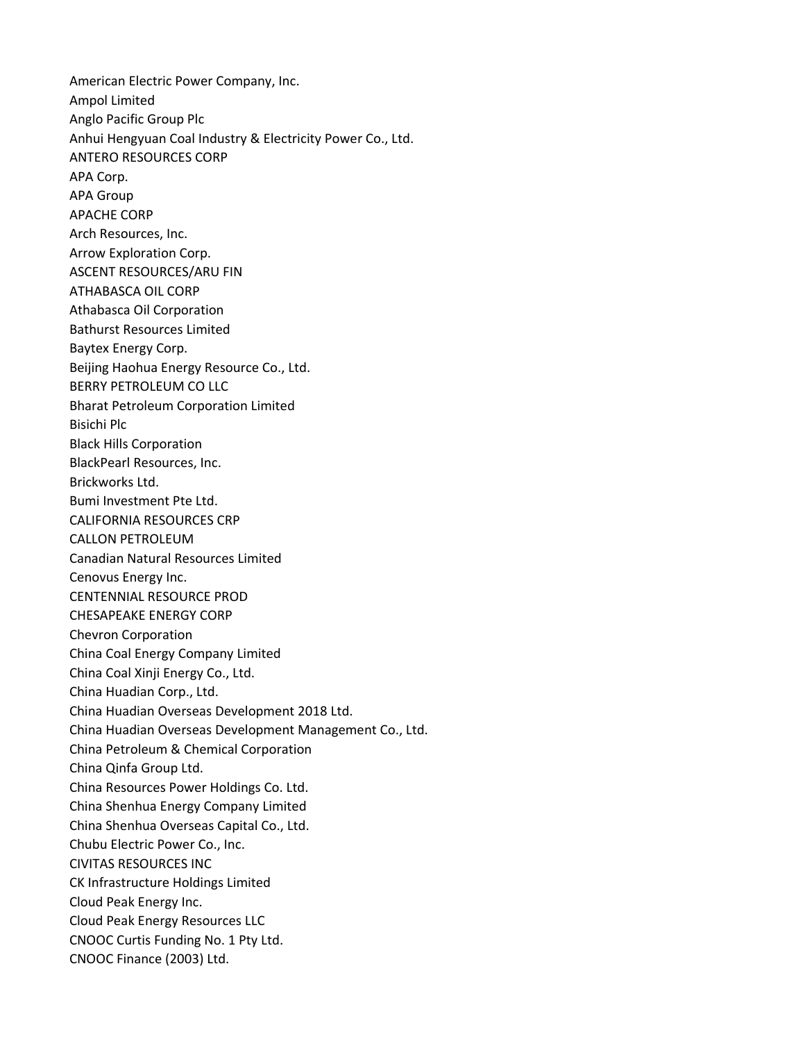American Electric Power Company, Inc.
Ampol Limited
Anglo Pacific Group Plc
Anhui Hengyuan Coal Industry & Electricity Power Co., Ltd.
ANTERO RESOURCES CORP
APA Corp.
APA Group
APACHE CORP
Arch Resources, Inc.
Arrow Exploration Corp.
ASCENT RESOURCES/ARU FIN
ATHABASCA OIL CORP
Athabasca Oil Corporation
Bathurst Resources Limited
Baytex Energy Corp.
Beijing Haohua Energy Resource Co., Ltd.
BERRY PETROLEUM CO LLC
Bharat Petroleum Corporation Limited
Bisichi Plc
Black Hills Corporation
BlackPearl Resources, Inc.
Brickworks Ltd.
Bumi Investment Pte Ltd.
CALIFORNIA RESOURCES CRP
CALLON PETROLEUM
Canadian Natural Resources Limited
Cenovus Energy Inc.
CENTENNIAL RESOURCE PROD
CHESAPEAKE ENERGY CORP
Chevron Corporation
China Coal Energy Company Limited
China Coal Xinji Energy Co., Ltd.
China Huadian Corp., Ltd.
China Huadian Overseas Development 2018 Ltd.
China Huadian Overseas Development Management Co., Ltd.
China Petroleum & Chemical Corporation
China Qinfa Group Ltd.
China Resources Power Holdings Co. Ltd.
China Shenhua Energy Company Limited
China Shenhua Overseas Capital Co., Ltd.
Chubu Electric Power Co., Inc.
CIVITAS RESOURCES INC
CK Infrastructure Holdings Limited
Cloud Peak Energy Inc.
Cloud Peak Energy Resources LLC
CNOOC Curtis Funding No. 1 Pty Ltd.
CNOOC Finance (2003) Ltd.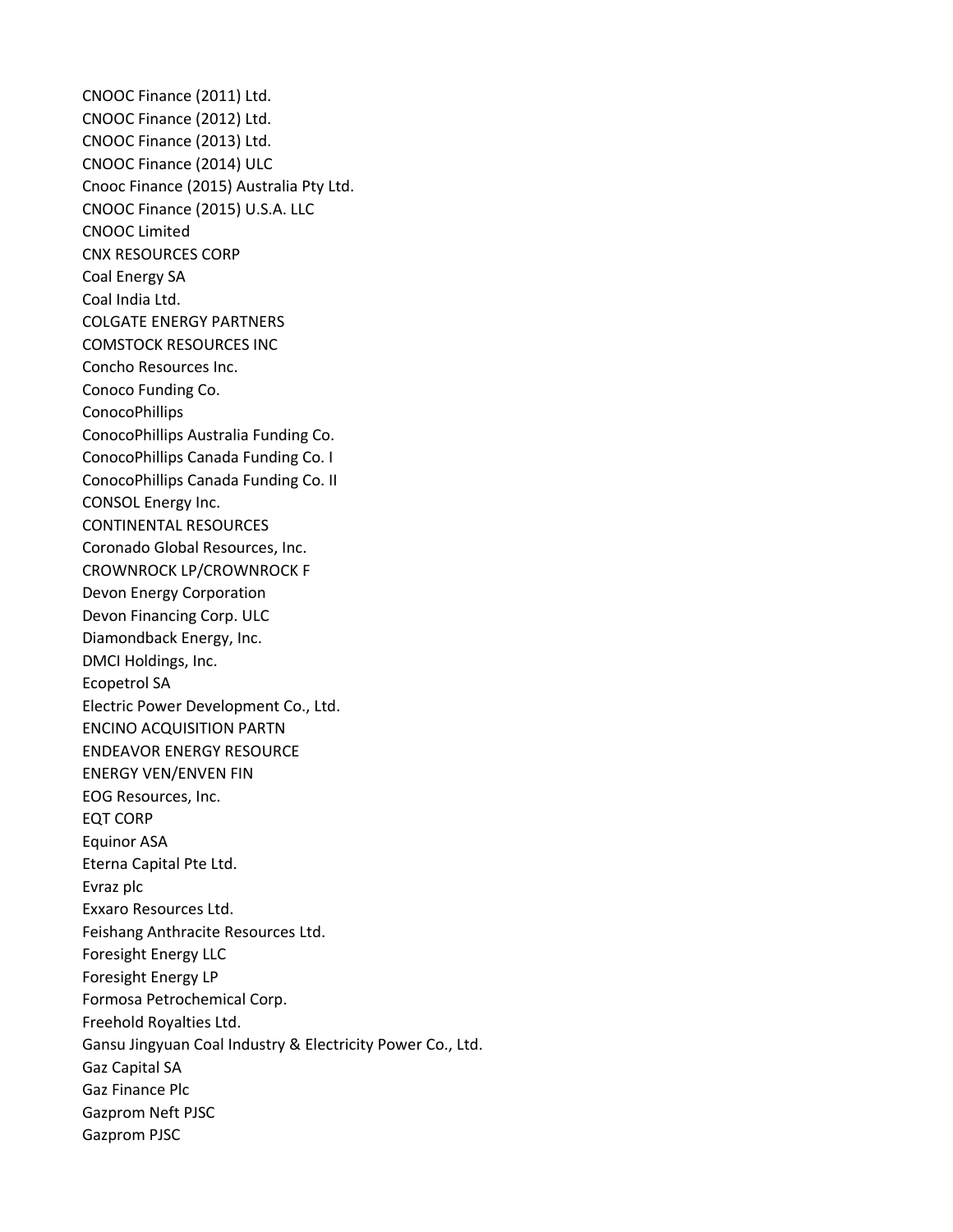CNOOC Finance (2011) Ltd.
CNOOC Finance (2012) Ltd.
CNOOC Finance (2013) Ltd.
CNOOC Finance (2014) ULC
Cnooc Finance (2015) Australia Pty Ltd.
CNOOC Finance (2015) U.S.A. LLC
CNOOC Limited
CNX RESOURCES CORP
Coal Energy SA
Coal India Ltd.
COLGATE ENERGY PARTNERS
COMSTOCK RESOURCES INC
Concho Resources Inc.
Conoco Funding Co.
ConocoPhillips
ConocoPhillips Australia Funding Co.
ConocoPhillips Canada Funding Co. I
ConocoPhillips Canada Funding Co. II
CONSOL Energy Inc.
CONTINENTAL RESOURCES
Coronado Global Resources, Inc.
CROWNROCK LP/CROWNROCK F
Devon Energy Corporation
Devon Financing Corp. ULC
Diamondback Energy, Inc.
DMCI Holdings, Inc.
Ecopetrol SA
Electric Power Development Co., Ltd.
ENCINO ACQUISITION PARTN
ENDEAVOR ENERGY RESOURCE
ENERGY VEN/ENVEN FIN
EOG Resources, Inc.
EQT CORP
Equinor ASA
Eterna Capital Pte Ltd.
Evraz plc
Exxaro Resources Ltd.
Feishang Anthracite Resources Ltd.
Foresight Energy LLC
Foresight Energy LP
Formosa Petrochemical Corp.
Freehold Royalties Ltd.
Gansu Jingyuan Coal Industry & Electricity Power Co., Ltd.
Gaz Capital SA
Gaz Finance Plc
Gazprom Neft PJSC
Gazprom PJSC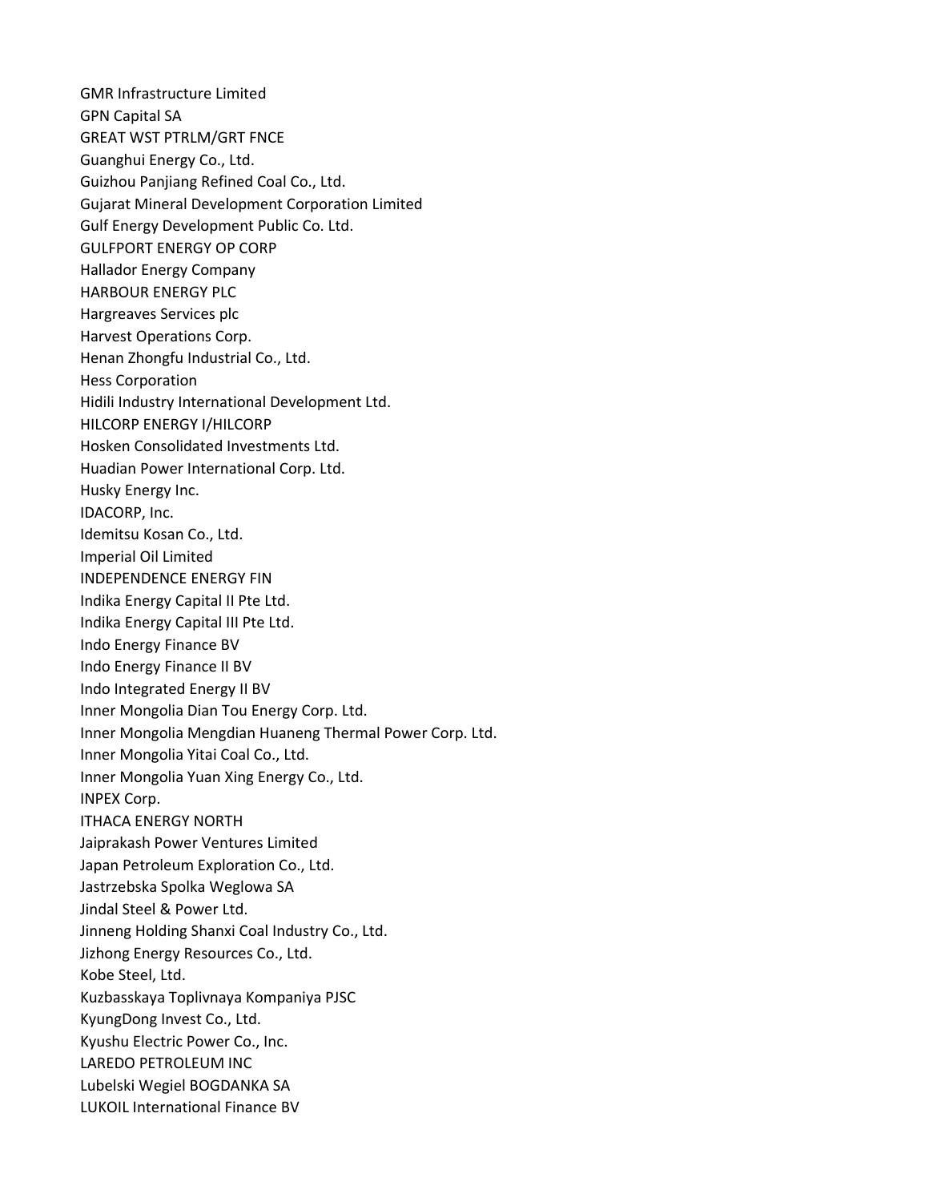GMR Infrastructure Limited
GPN Capital SA
GREAT WST PTRLM/GRT FNCE
Guanghui Energy Co., Ltd.
Guizhou Panjiang Refined Coal Co., Ltd.
Gujarat Mineral Development Corporation Limited
Gulf Energy Development Public Co. Ltd.
GULFPORT ENERGY OP CORP
Hallador Energy Company
HARBOUR ENERGY PLC
Hargreaves Services plc
Harvest Operations Corp.
Henan Zhongfu Industrial Co., Ltd.
Hess Corporation
Hidili Industry International Development Ltd.
HILCORP ENERGY I/HILCORP
Hosken Consolidated Investments Ltd.
Huadian Power International Corp. Ltd.
Husky Energy Inc.
IDACORP, Inc.
Idemitsu Kosan Co., Ltd.
Imperial Oil Limited
INDEPENDENCE ENERGY FIN
Indika Energy Capital II Pte Ltd.
Indika Energy Capital III Pte Ltd.
Indo Energy Finance BV
Indo Energy Finance II BV
Indo Integrated Energy II BV
Inner Mongolia Dian Tou Energy Corp. Ltd.
Inner Mongolia Mengdian Huaneng Thermal Power Corp. Ltd.
Inner Mongolia Yitai Coal Co., Ltd.
Inner Mongolia Yuan Xing Energy Co., Ltd.
INPEX Corp.
ITHACA ENERGY NORTH
Jaiprakash Power Ventures Limited
Japan Petroleum Exploration Co., Ltd.
Jastrzebska Spolka Weglowa SA
Jindal Steel & Power Ltd.
Jinneng Holding Shanxi Coal Industry Co., Ltd.
Jizhong Energy Resources Co., Ltd.
Kobe Steel, Ltd.
Kuzbasskaya Toplivnaya Kompaniya PJSC
KyungDong Invest Co., Ltd.
Kyushu Electric Power Co., Inc.
LAREDO PETROLEUM INC
Lubelski Wegiel BOGDANKA SA
LUKOIL International Finance BV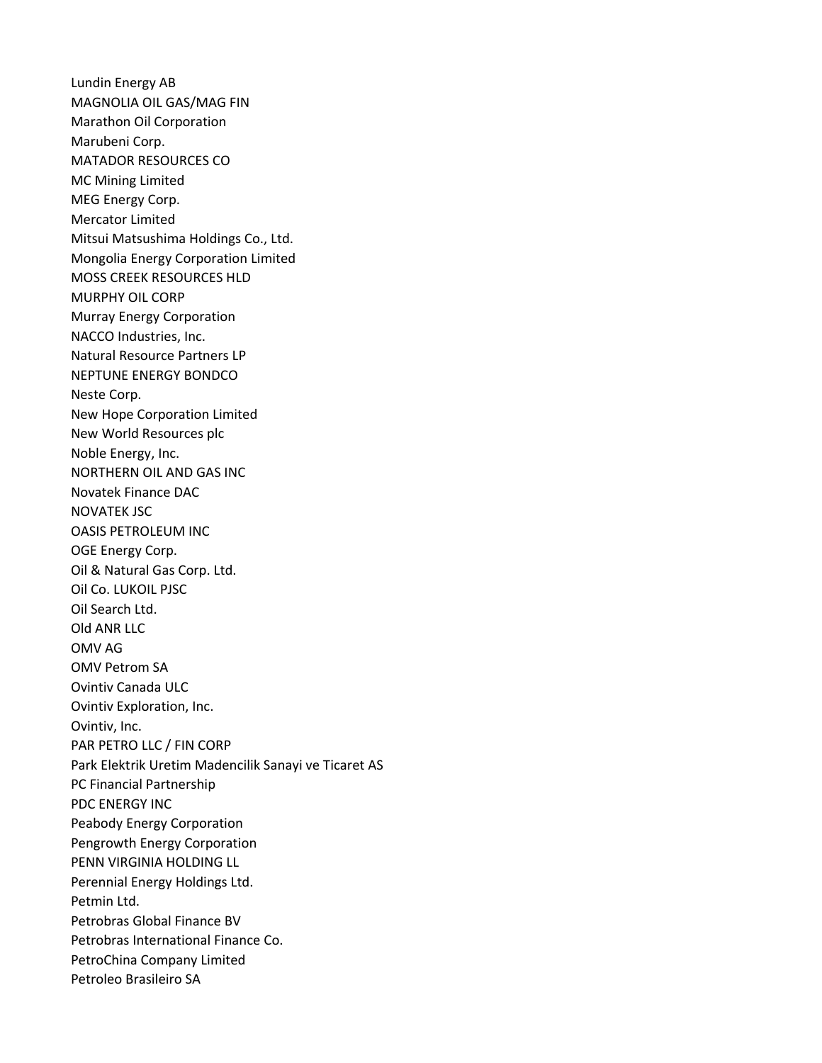Lundin Energy AB
MAGNOLIA OIL GAS/MAG FIN
Marathon Oil Corporation
Marubeni Corp.
MATADOR RESOURCES CO
MC Mining Limited
MEG Energy Corp.
Mercator Limited
Mitsui Matsushima Holdings Co., Ltd.
Mongolia Energy Corporation Limited
MOSS CREEK RESOURCES HLD
MURPHY OIL CORP
Murray Energy Corporation
NACCO Industries, Inc.
Natural Resource Partners LP
NEPTUNE ENERGY BONDCO
Neste Corp.
New Hope Corporation Limited
New World Resources plc
Noble Energy, Inc.
NORTHERN OIL AND GAS INC
Novatek Finance DAC
NOVATEK JSC
OASIS PETROLEUM INC
OGE Energy Corp.
Oil & Natural Gas Corp. Ltd.
Oil Co. LUKOIL PJSC
Oil Search Ltd.
Old ANR LLC
OMV AG
OMV Petrom SA
Ovintiv Canada ULC
Ovintiv Exploration, Inc.
Ovintiv, Inc.
PAR PETRO LLC / FIN CORP
Park Elektrik Uretim Madencilik Sanayi ve Ticaret AS
PC Financial Partnership
PDC ENERGY INC
Peabody Energy Corporation
Pengrowth Energy Corporation
PENN VIRGINIA HOLDING LL
Perennial Energy Holdings Ltd.
Petmin Ltd.
Petrobras Global Finance BV
Petrobras International Finance Co.
PetroChina Company Limited
Petroleo Brasileiro SA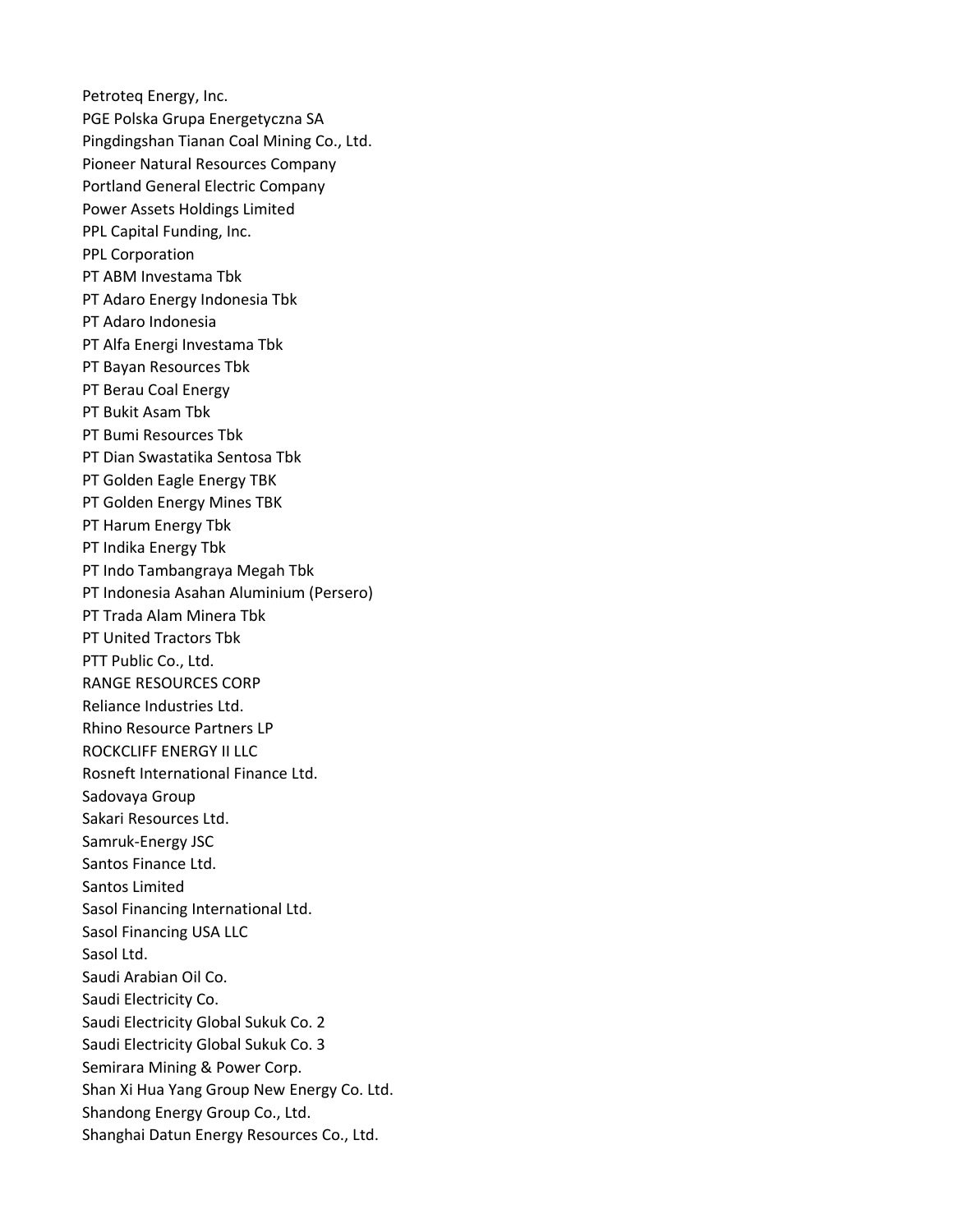Petroteq Energy, Inc.
PGE Polska Grupa Energetyczna SA
Pingdingshan Tianan Coal Mining Co., Ltd.
Pioneer Natural Resources Company
Portland General Electric Company
Power Assets Holdings Limited
PPL Capital Funding, Inc.
PPL Corporation
PT ABM Investama Tbk
PT Adaro Energy Indonesia Tbk
PT Adaro Indonesia
PT Alfa Energi Investama Tbk
PT Bayan Resources Tbk
PT Berau Coal Energy
PT Bukit Asam Tbk
PT Bumi Resources Tbk
PT Dian Swastatika Sentosa Tbk
PT Golden Eagle Energy TBK
PT Golden Energy Mines TBK
PT Harum Energy Tbk
PT Indika Energy Tbk
PT Indo Tambangraya Megah Tbk
PT Indonesia Asahan Aluminium (Persero)
PT Trada Alam Minera Tbk
PT United Tractors Tbk
PTT Public Co., Ltd.
RANGE RESOURCES CORP
Reliance Industries Ltd.
Rhino Resource Partners LP
ROCKCLIFF ENERGY II LLC
Rosneft International Finance Ltd.
Sadovaya Group
Sakari Resources Ltd.
Samruk-Energy JSC
Santos Finance Ltd.
Santos Limited
Sasol Financing International Ltd.
Sasol Financing USA LLC
Sasol Ltd.
Saudi Arabian Oil Co.
Saudi Electricity Co.
Saudi Electricity Global Sukuk Co. 2
Saudi Electricity Global Sukuk Co. 3
Semirara Mining & Power Corp.
Shan Xi Hua Yang Group New Energy Co. Ltd.
Shandong Energy Group Co., Ltd.
Shanghai Datun Energy Resources Co., Ltd.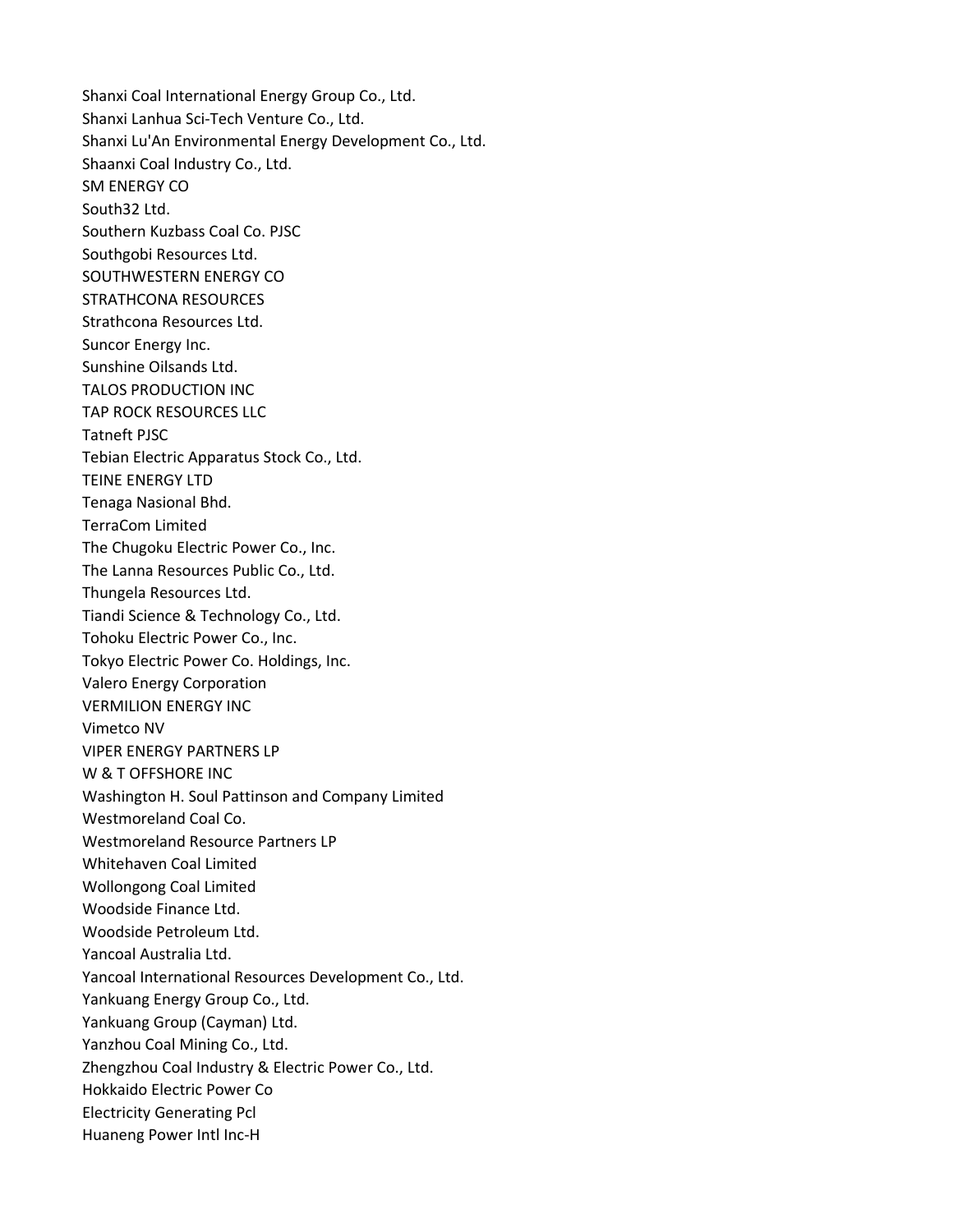Shanxi Coal International Energy Group Co., Ltd.
Shanxi Lanhua Sci-Tech Venture Co., Ltd.
Shanxi Lu'An Environmental Energy Development Co., Ltd.
Shaanxi Coal Industry Co., Ltd.
SM ENERGY CO
South32 Ltd.
Southern Kuzbass Coal Co. PJSC
Southgobi Resources Ltd.
SOUTHWESTERN ENERGY CO
STRATHCONA RESOURCES
Strathcona Resources Ltd.
Suncor Energy Inc.
Sunshine Oilsands Ltd.
TALOS PRODUCTION INC
TAP ROCK RESOURCES LLC
Tatneft PJSC
Tebian Electric Apparatus Stock Co., Ltd.
TEINE ENERGY LTD
Tenaga Nasional Bhd.
TerraCom Limited
The Chugoku Electric Power Co., Inc.
The Lanna Resources Public Co., Ltd.
Thungela Resources Ltd.
Tiandi Science & Technology Co., Ltd.
Tohoku Electric Power Co., Inc.
Tokyo Electric Power Co. Holdings, Inc.
Valero Energy Corporation
VERMILION ENERGY INC
Vimetco NV
VIPER ENERGY PARTNERS LP
W & T OFFSHORE INC
Washington H. Soul Pattinson and Company Limited
Westmoreland Coal Co.
Westmoreland Resource Partners LP
Whitehaven Coal Limited
Wollongong Coal Limited
Woodside Finance Ltd.
Woodside Petroleum Ltd.
Yancoal Australia Ltd.
Yancoal International Resources Development Co., Ltd.
Yankuang Energy Group Co., Ltd.
Yankuang Group (Cayman) Ltd.
Yanzhou Coal Mining Co., Ltd.
Zhengzhou Coal Industry & Electric Power Co., Ltd.
Hokkaido Electric Power Co
Electricity Generating Pcl
Huaneng Power Intl Inc-H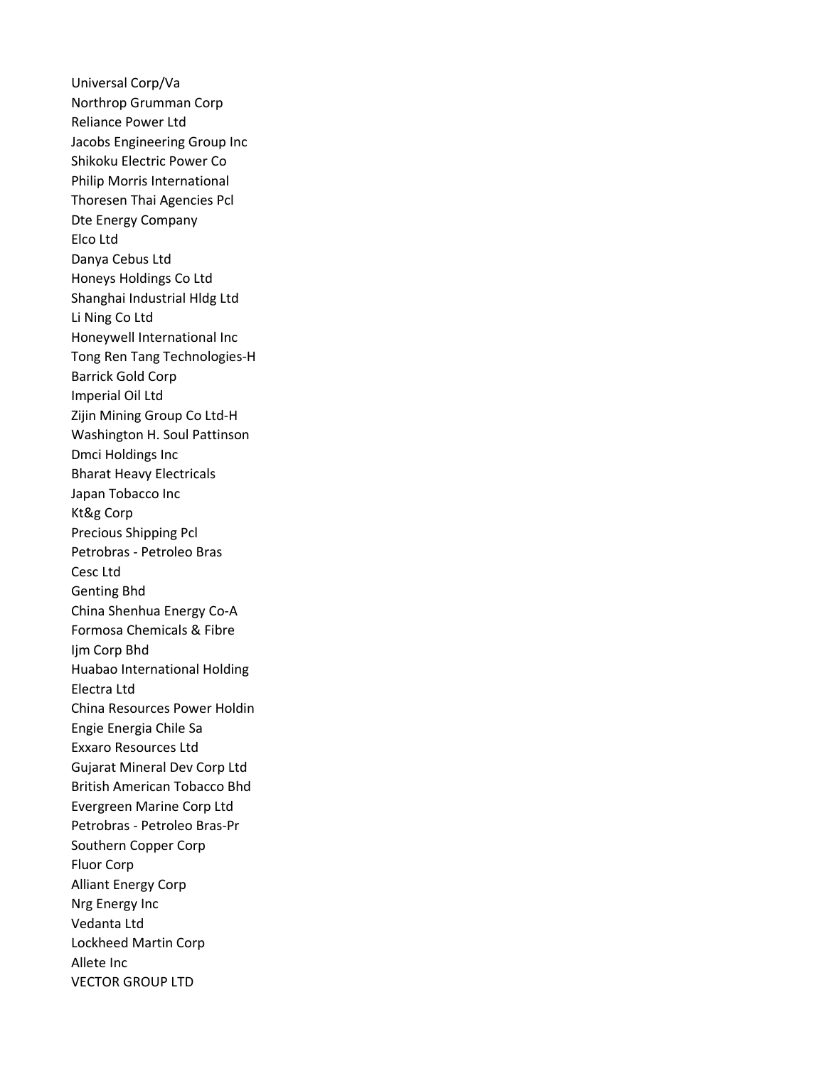Universal Corp/Va
Northrop Grumman Corp
Reliance Power Ltd
Jacobs Engineering Group Inc
Shikoku Electric Power Co
Philip Morris International
Thoresen Thai Agencies Pcl
Dte Energy Company
Elco Ltd
Danya Cebus Ltd
Honeys Holdings Co Ltd
Shanghai Industrial Hldg Ltd
Li Ning Co Ltd
Honeywell International Inc
Tong Ren Tang Technologies-H
Barrick Gold Corp
Imperial Oil Ltd
Zijin Mining Group Co Ltd-H
Washington H. Soul Pattinson
Dmci Holdings Inc
Bharat Heavy Electricals
Japan Tobacco Inc
Kt&g Corp
Precious Shipping Pcl
Petrobras - Petroleo Bras
Cesc Ltd
Genting Bhd
China Shenhua Energy Co-A
Formosa Chemicals & Fibre
Ijm Corp Bhd
Huabao International Holding
Electra Ltd
China Resources Power Holdin
Engie Energia Chile Sa
Exxaro Resources Ltd
Gujarat Mineral Dev Corp Ltd
British American Tobacco Bhd
Evergreen Marine Corp Ltd
Petrobras - Petroleo Bras-Pr
Southern Copper Corp
Fluor Corp
Alliant Energy Corp
Nrg Energy Inc
Vedanta Ltd
Lockheed Martin Corp
Allete Inc
VECTOR GROUP LTD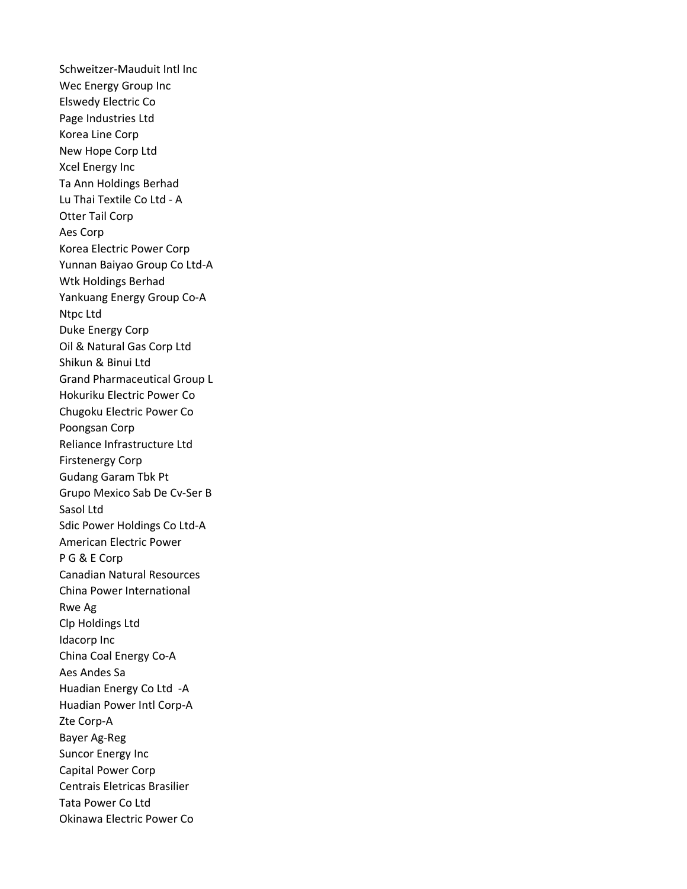Schweitzer-Mauduit Intl Inc
Wec Energy Group Inc
Elswedy Electric Co
Page Industries Ltd
Korea Line Corp
New Hope Corp Ltd
Xcel Energy Inc
Ta Ann Holdings Berhad
Lu Thai Textile Co Ltd - A
Otter Tail Corp
Aes Corp
Korea Electric Power Corp
Yunnan Baiyao Group Co Ltd-A
Wtk Holdings Berhad
Yankuang Energy Group Co-A
Ntpc Ltd
Duke Energy Corp
Oil & Natural Gas Corp Ltd
Shikun & Binui Ltd
Grand Pharmaceutical Group L
Hokuriku Electric Power Co
Chugoku Electric Power Co
Poongsan Corp
Reliance Infrastructure Ltd
Firstenergy Corp
Gudang Garam Tbk Pt
Grupo Mexico Sab De Cv-Ser B
Sasol Ltd
Sdic Power Holdings Co Ltd-A
American Electric Power
P G & E Corp
Canadian Natural Resources
China Power International
Rwe Ag
Clp Holdings Ltd
Idacorp Inc
China Coal Energy Co-A
Aes Andes Sa
Huadian Energy Co Ltd -A
Huadian Power Intl Corp-A
Zte Corp-A
Bayer Ag-Reg
Suncor Energy Inc
Capital Power Corp
Centrais Eletricas Brasilier
Tata Power Co Ltd
Okinawa Electric Power Co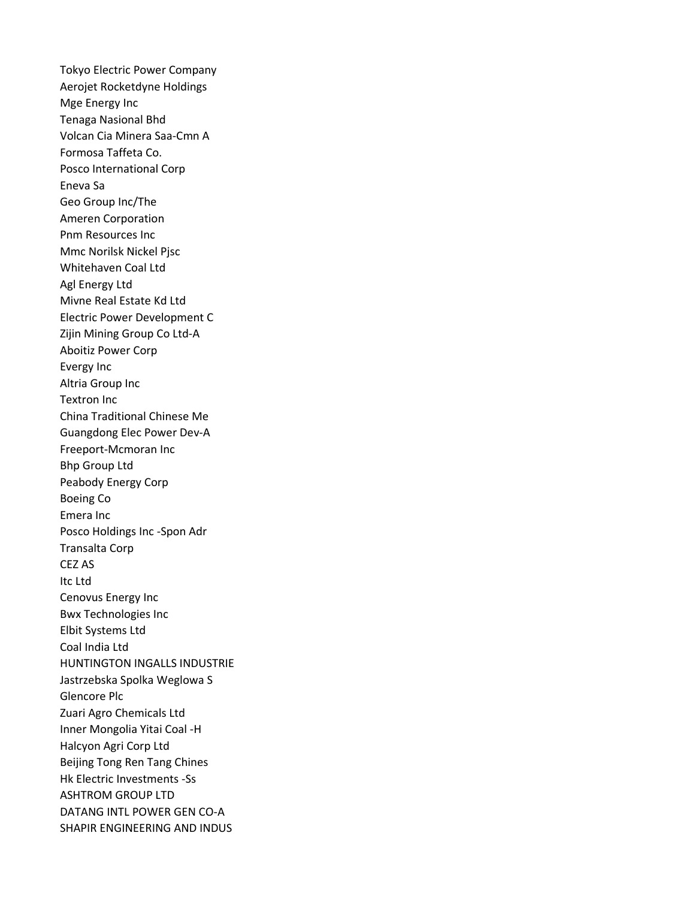Tokyo Electric Power Company
Aerojet Rocketdyne Holdings
Mge Energy Inc
Tenaga Nasional Bhd
Volcan Cia Minera Saa-Cmn A
Formosa Taffeta Co.
Posco International Corp
Eneva Sa
Geo Group Inc/The
Ameren Corporation
Pnm Resources Inc
Mmc Norilsk Nickel Pjsc
Whitehaven Coal Ltd
Agl Energy Ltd
Mivne Real Estate Kd Ltd
Electric Power Development C
Zijin Mining Group Co Ltd-A
Aboitiz Power Corp
Evergy Inc
Altria Group Inc
Textron Inc
China Traditional Chinese Me
Guangdong Elec Power Dev-A
Freeport-Mcmoran Inc
Bhp Group Ltd
Peabody Energy Corp
Boeing Co
Emera Inc
Posco Holdings Inc -Spon Adr
Transalta Corp
CEZ AS
Itc Ltd
Cenovus Energy Inc
Bwx Technologies Inc
Elbit Systems Ltd
Coal India Ltd
HUNTINGTON INGALLS INDUSTRIE
Jastrzebska Spolka Weglowa S
Glencore Plc
Zuari Agro Chemicals Ltd
Inner Mongolia Yitai Coal -H
Halcyon Agri Corp Ltd
Beijing Tong Ren Tang Chines
Hk Electric Investments -Ss
ASHTROM GROUP LTD
DATANG INTL POWER GEN CO-A
SHAPIR ENGINEERING AND INDUS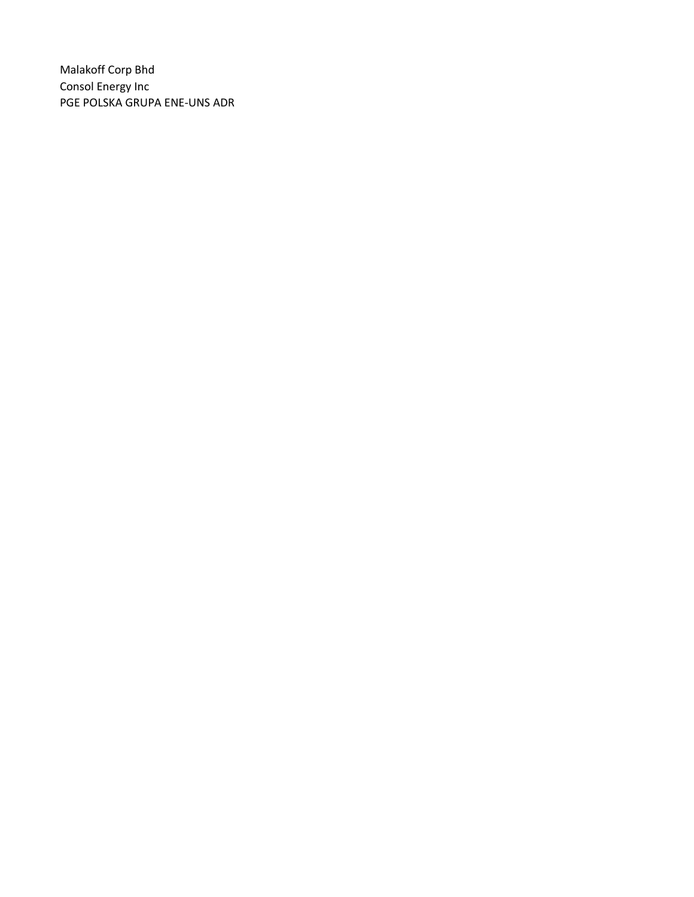Malakoff Corp Bhd
Consol Energy Inc
PGE POLSKA GRUPA ENE-UNS ADR